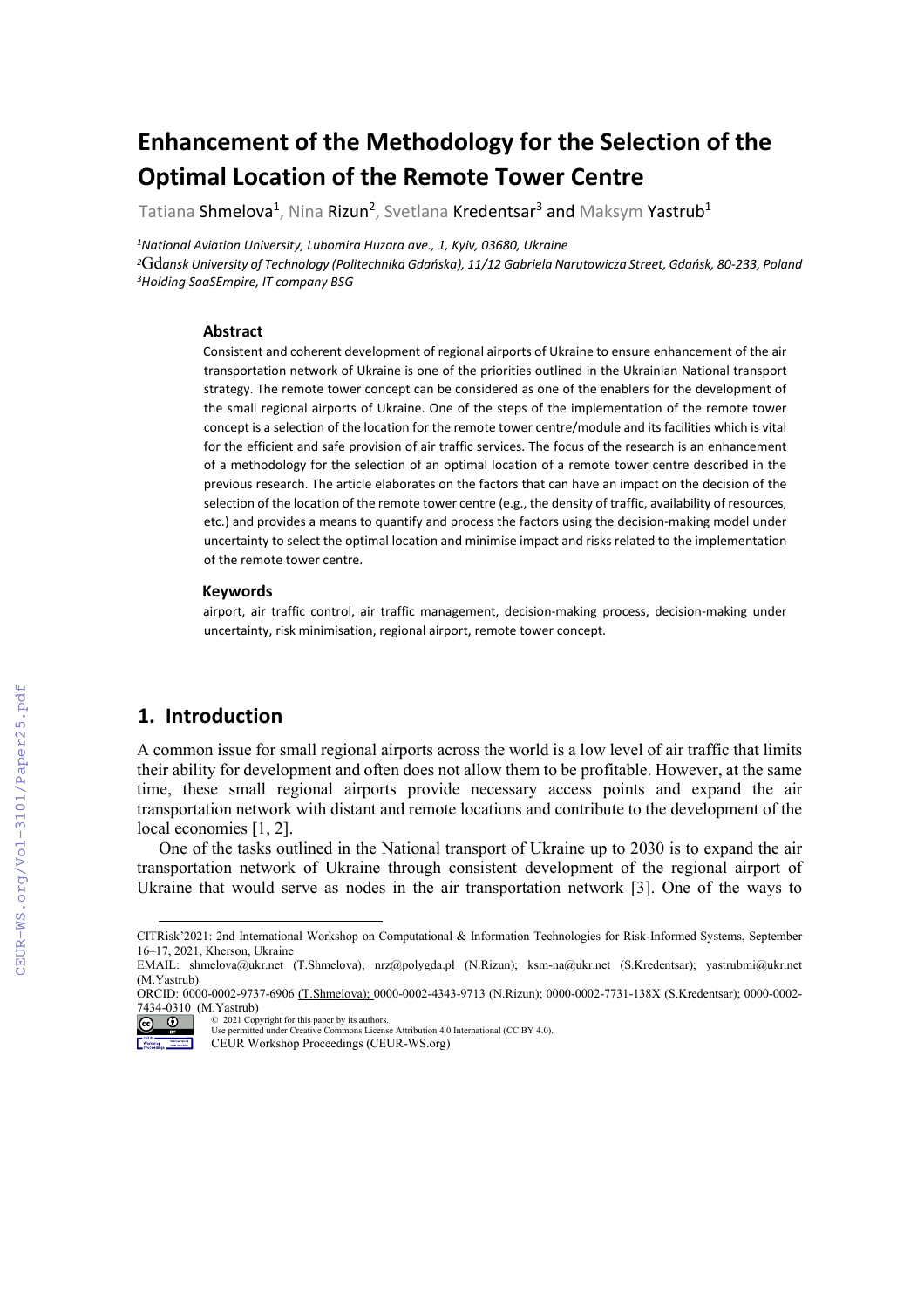# Enhancement of the Methodology for the Selection of the Optimal Location of the Remote Tower Centre

Tatiana Shmelova[1], Nina Rizun[2], Svetlana Kredentsar[3] and Maksym Yastrub[1]

[1]*National Aviation University, Lubomira Huzara ave., 1, Kyiv, 03680, Ukraine*
[2]*Gdansk University of Technology (Politechnika Gdańska), 11/12 Gabriela Narutowicza Street, Gdańsk, 80-233, Poland*
[3]*Holding SaaSEmpire, IT company BSG*

### Abstract

Consistent and coherent development of regional airports of Ukraine to ensure enhancement of the air transportation network of Ukraine is one of the priorities outlined in the Ukrainian National transport strategy. The remote tower concept can be considered as one of the enablers for the development of the small regional airports of Ukraine. One of the steps of the implementation of the remote tower concept is a selection of the location for the remote tower centre/module and its facilities which is vital for the efficient and safe provision of air traffic services. The focus of the research is an enhancement of a methodology for the selection of an optimal location of a remote tower centre described in the previous research. The article elaborates on the factors that can have an impact on the decision of the selection of the location of the remote tower centre (e.g., the density of traffic, availability of resources, etc.) and provides a means to quantify and process the factors using the decision-making model under uncertainty to select the optimal location and minimise impact and risks related to the implementation of the remote tower centre.

### Keywords

airport, air traffic control, air traffic management, decision-making process, decision-making under uncertainty, risk minimisation, regional airport, remote tower concept.

## 1. Introduction

A common issue for small regional airports across the world is a low level of air traffic that limits their ability for development and often does not allow them to be profitable. However, at the same time, these small regional airports provide necessary access points and expand the air transportation network with distant and remote locations and contribute to the development of the local economies [1, 2].

One of the tasks outlined in the National transport of Ukraine up to 2030 is to expand the air transportation network of Ukraine through consistent development of the regional airport of Ukraine that would serve as nodes in the air transportation network [3]. One of the ways to

---

CITRisk'2021: 2nd International Workshop on Computational & Information Technologies for Risk-Informed Systems, September 16–17, 2021, Kherson, Ukraine
EMAIL: shmelova@ukr.net (T.Shmelova); nrz@polygda.pl (N.Rizun); ksm-na@ukr.net (S.Kredentsar); yastrubmi@ukr.net (M.Yastrub)
ORCID: 0000-0002-9737-6906 (T.Shmelova); 0000-0002-4343-9713 (N.Rizun); 0000-0002-7731-138X (S.Kredentsar); 0000-0002-7434-0310 (M.Yastrub)
© 2021 Copyright for this paper by its authors.
Use permitted under Creative Commons License Attribution 4.0 International (CC BY 4.0).
CEUR Workshop Proceedings (CEUR-WS.org)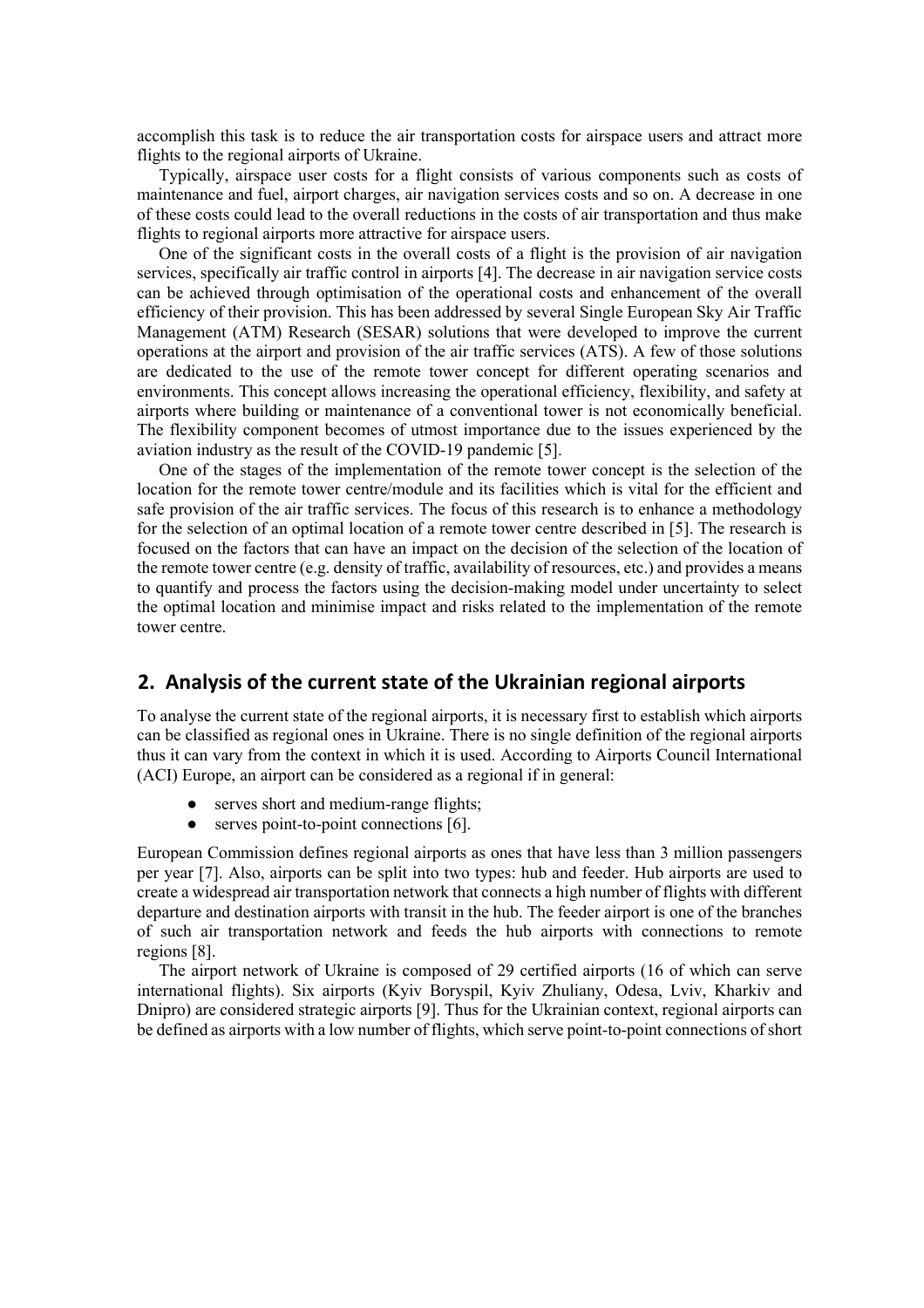accomplish this task is to reduce the air transportation costs for airspace users and attract more flights to the regional airports of Ukraine.

Typically, airspace user costs for a flight consists of various components such as costs of maintenance and fuel, airport charges, air navigation services costs and so on. A decrease in one of these costs could lead to the overall reductions in the costs of air transportation and thus make flights to regional airports more attractive for airspace users.

One of the significant costs in the overall costs of a flight is the provision of air navigation services, specifically air traffic control in airports [4]. The decrease in air navigation service costs can be achieved through optimisation of the operational costs and enhancement of the overall efficiency of their provision. This has been addressed by several Single European Sky Air Traffic Management (ATM) Research (SESAR) solutions that were developed to improve the current operations at the airport and provision of the air traffic services (ATS). A few of those solutions are dedicated to the use of the remote tower concept for different operating scenarios and environments. This concept allows increasing the operational efficiency, flexibility, and safety at airports where building or maintenance of a conventional tower is not economically beneficial. The flexibility component becomes of utmost importance due to the issues experienced by the aviation industry as the result of the COVID-19 pandemic [5].

One of the stages of the implementation of the remote tower concept is the selection of the location for the remote tower centre/module and its facilities which is vital for the efficient and safe provision of the air traffic services. The focus of this research is to enhance a methodology for the selection of an optimal location of a remote tower centre described in [5]. The research is focused on the factors that can have an impact on the decision of the selection of the location of the remote tower centre (e.g. density of traffic, availability of resources, etc.) and provides a means to quantify and process the factors using the decision-making model under uncertainty to select the optimal location and minimise impact and risks related to the implementation of the remote tower centre.

## 2. Analysis of the current state of the Ukrainian regional airports

To analyse the current state of the regional airports, it is necessary first to establish which airports can be classified as regional ones in Ukraine. There is no single definition of the regional airports thus it can vary from the context in which it is used. According to Airports Council International (ACI) Europe, an airport can be considered as a regional if in general:

- serves short and medium-range flights;
- serves point-to-point connections [6].

European Commission defines regional airports as ones that have less than 3 million passengers per year [7]. Also, airports can be split into two types: hub and feeder. Hub airports are used to create a widespread air transportation network that connects a high number of flights with different departure and destination airports with transit in the hub. The feeder airport is one of the branches of such air transportation network and feeds the hub airports with connections to remote regions [8].

The airport network of Ukraine is composed of 29 certified airports (16 of which can serve international flights). Six airports (Kyiv Boryspil, Kyiv Zhuliany, Odesa, Lviv, Kharkiv and Dnipro) are considered strategic airports [9]. Thus for the Ukrainian context, regional airports can be defined as airports with a low number of flights, which serve point-to-point connections of short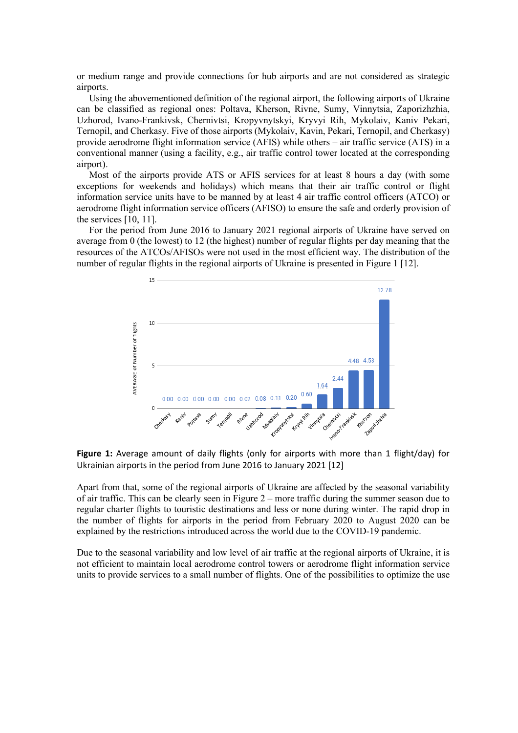or medium range and provide connections for hub airports and are not considered as strategic airports.

Using the abovementioned definition of the regional airport, the following airports of Ukraine can be classified as regional ones: Poltava, Kherson, Rivne, Sumy, Vinnytsia, Zaporizhzhia, Uzhorod, Ivano-Frankivsk, Chernivtsi, Kropyvnytskyi, Kryvyi Rih, Mykolaiv, Kaniv Pekari, Ternopil, and Cherkasy. Five of those airports (Mykolaiv, Kavin, Pekari, Ternopil, and Cherkasy) provide aerodrome flight information service (AFIS) while others – air traffic service (ATS) in a conventional manner (using a facility, e.g., air traffic control tower located at the corresponding airport).

Most of the airports provide ATS or AFIS services for at least 8 hours a day (with some exceptions for weekends and holidays) which means that their air traffic control or flight information service units have to be manned by at least 4 air traffic control officers (ATCO) or aerodrome flight information service officers (AFISO) to ensure the safe and orderly provision of the services [10, 11].

For the period from June 2016 to January 2021 regional airports of Ukraine have served on average from 0 (the lowest) to 12 (the highest) number of regular flights per day meaning that the resources of the ATCOs/AFISOs were not used in the most efficient way. The distribution of the number of regular flights in the regional airports of Ukraine is presented in Figure 1 [12].

| Airport | AVERAGE of Number of flights |
| --- | --- |
| Cherkasy | 0.00 |
| Kaniv | 0.00 |
| Poltava | 0.00 |
| Sumy | 0.00 |
| Ternopil | 0.00 |
| Rivne | 0.02 |
| Uzhhorod | 0.08 |
| Mykolaiv | 0.11 |
| Kropyvnytskyi | 0.20 |
| Kryvyi Rih | 0.60 |
| Vinnytsia | 1.64 |
| Chernivtsi | 2.44 |
| Ivano-Frankivsk | 4.48 |
| Kherson | 4.53 |
| Zaporizhzhia | 12.78 |

**Figure 1:** Average amount of daily flights (only for airports with more than 1 flight/day) for Ukrainian airports in the period from June 2016 to January 2021 [12]

Apart from that, some of the regional airports of Ukraine are affected by the seasonal variability of air traffic. This can be clearly seen in Figure 2 – more traffic during the summer season due to regular charter flights to touristic destinations and less or none during winter. The rapid drop in the number of flights for airports in the period from February 2020 to August 2020 can be explained by the restrictions introduced across the world due to the COVID-19 pandemic.

Due to the seasonal variability and low level of air traffic at the regional airports of Ukraine, it is not efficient to maintain local aerodrome control towers or aerodrome flight information service units to provide services to a small number of flights. One of the possibilities to optimize the use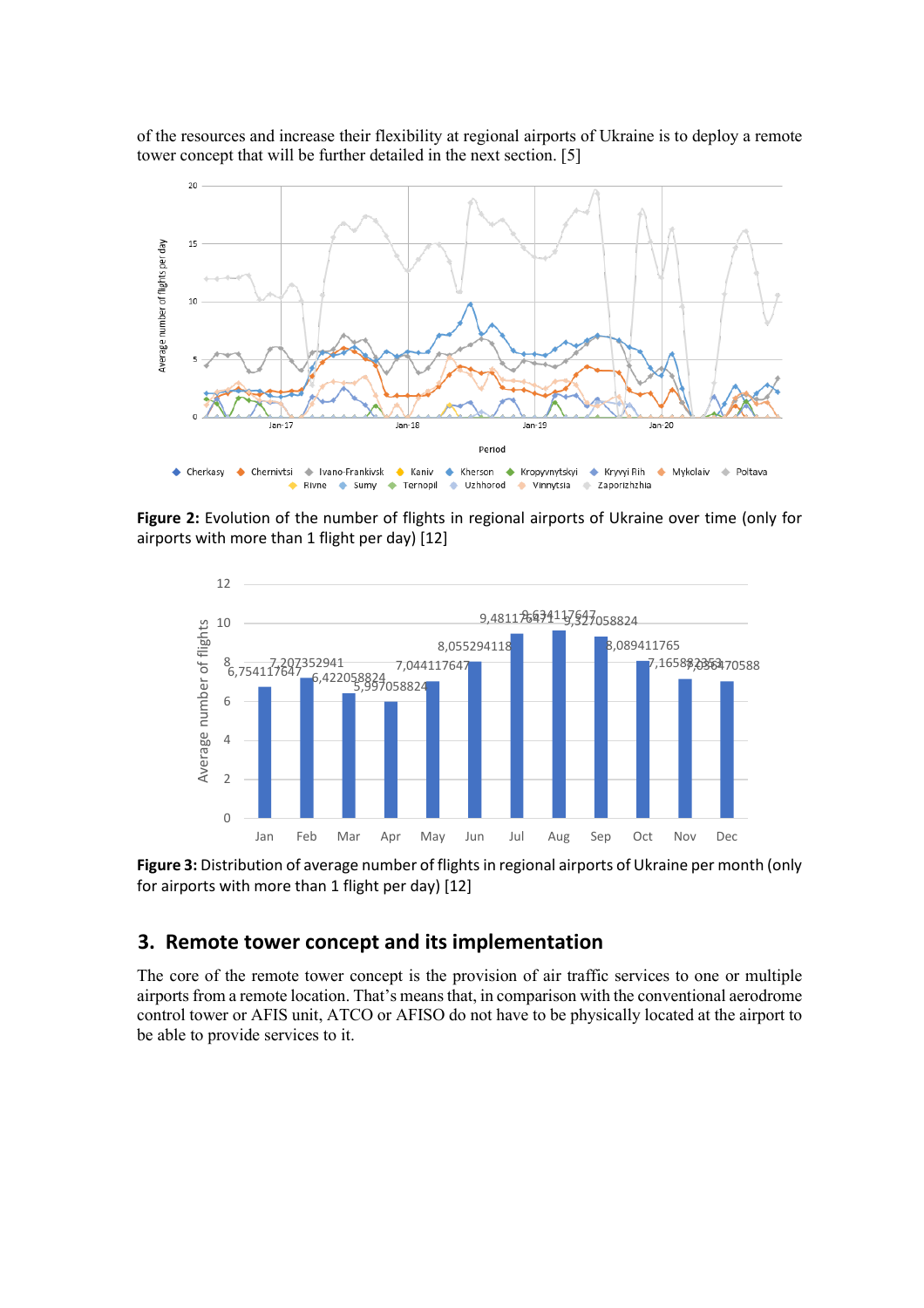of the resources and increase their flexibility at regional airports of Ukraine is to deploy a remote tower concept that will be further detailed in the next section. [5]

**Figure 2:** Evolution of the number of flights in regional airports of Ukraine over time (only for airports with more than 1 flight per day) [12]

**Figure 3:** Distribution of average number of flights in regional airports of Ukraine per month (only for airports with more than 1 flight per day) [12]

## 3. Remote tower concept and its implementation

The core of the remote tower concept is the provision of air traffic services to one or multiple airports from a remote location. That's means that, in comparison with the conventional aerodrome control tower or AFIS unit, ATCO or AFISO do not have to be physically located at the airport to be able to provide services to it.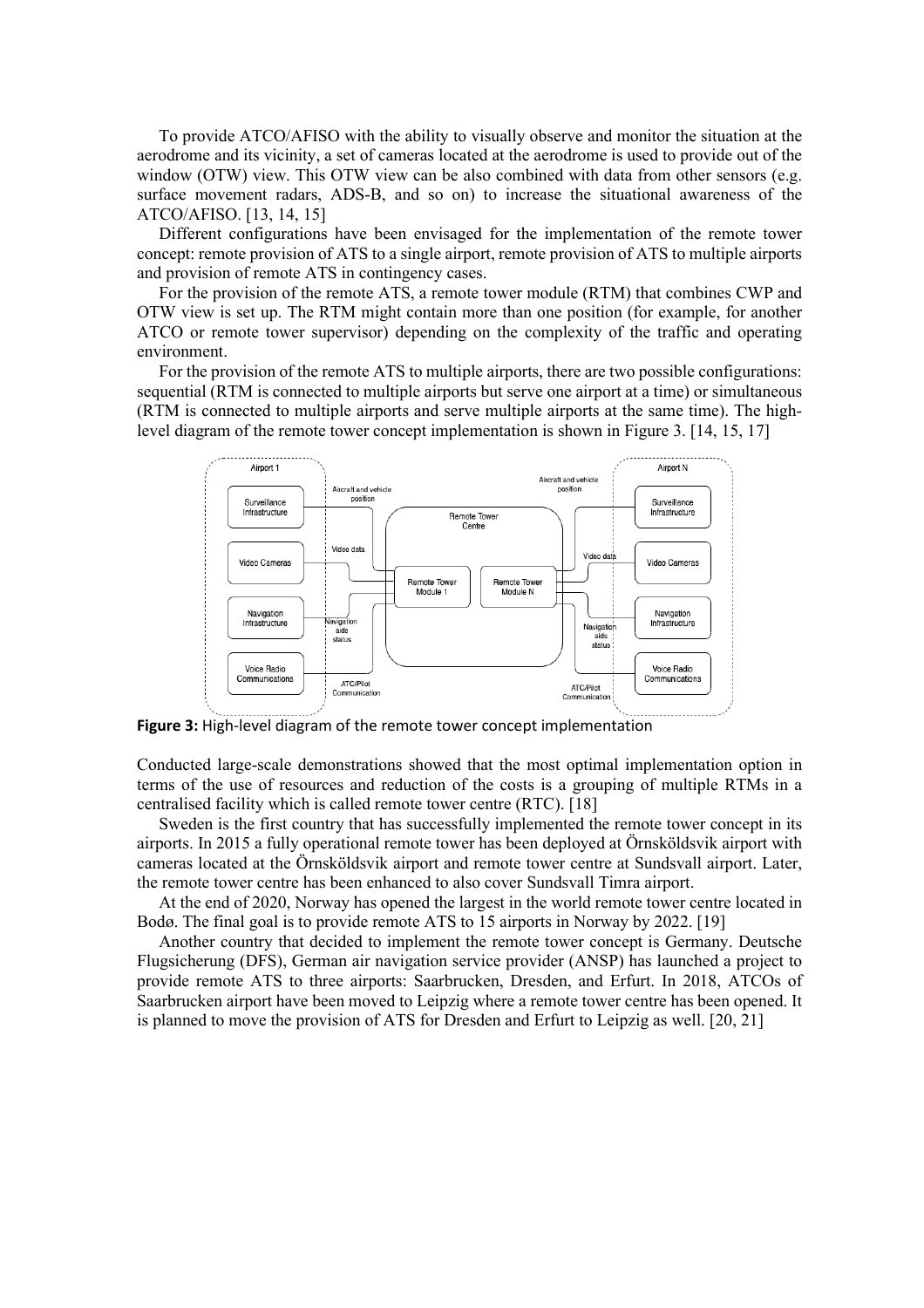To provide ATCO/AFISO with the ability to visually observe and monitor the situation at the aerodrome and its vicinity, a set of cameras located at the aerodrome is used to provide out of the window (OTW) view. This OTW view can be also combined with data from other sensors (e.g. surface movement radars, ADS-B, and so on) to increase the situational awareness of the ATCO/AFISO. [13, 14, 15]

Different configurations have been envisaged for the implementation of the remote tower concept: remote provision of ATS to a single airport, remote provision of ATS to multiple airports and provision of remote ATS in contingency cases.

For the provision of the remote ATS, a remote tower module (RTM) that combines CWP and OTW view is set up. The RTM might contain more than one position (for example, for another ATCO or remote tower supervisor) depending on the complexity of the traffic and operating environment.

For the provision of the remote ATS to multiple airports, there are two possible configurations: sequential (RTM is connected to multiple airports but serve one airport at a time) or simultaneous (RTM is connected to multiple airports and serve multiple airports at the same time). The high-level diagram of the remote tower concept implementation is shown in Figure 3. [14, 15, 17]

**Figure 3:** High-level diagram of the remote tower concept implementation

Conducted large-scale demonstrations showed that the most optimal implementation option in terms of the use of resources and reduction of the costs is a grouping of multiple RTMs in a centralised facility which is called remote tower centre (RTC). [18]

Sweden is the first country that has successfully implemented the remote tower concept in its airports. In 2015 a fully operational remote tower has been deployed at Örnsköldsvik airport with cameras located at the Örnsköldsvik airport and remote tower centre at Sundsvall airport. Later, the remote tower centre has been enhanced to also cover Sundsvall Timra airport.

At the end of 2020, Norway has opened the largest in the world remote tower centre located in Bodø. The final goal is to provide remote ATS to 15 airports in Norway by 2022. [19]

Another country that decided to implement the remote tower concept is Germany. Deutsche Flugsicherung (DFS), German air navigation service provider (ANSP) has launched a project to provide remote ATS to three airports: Saarbrucken, Dresden, and Erfurt. In 2018, ATCOs of Saarbrucken airport have been moved to Leipzig where a remote tower centre has been opened. It is planned to move the provision of ATS for Dresden and Erfurt to Leipzig as well. [20, 21]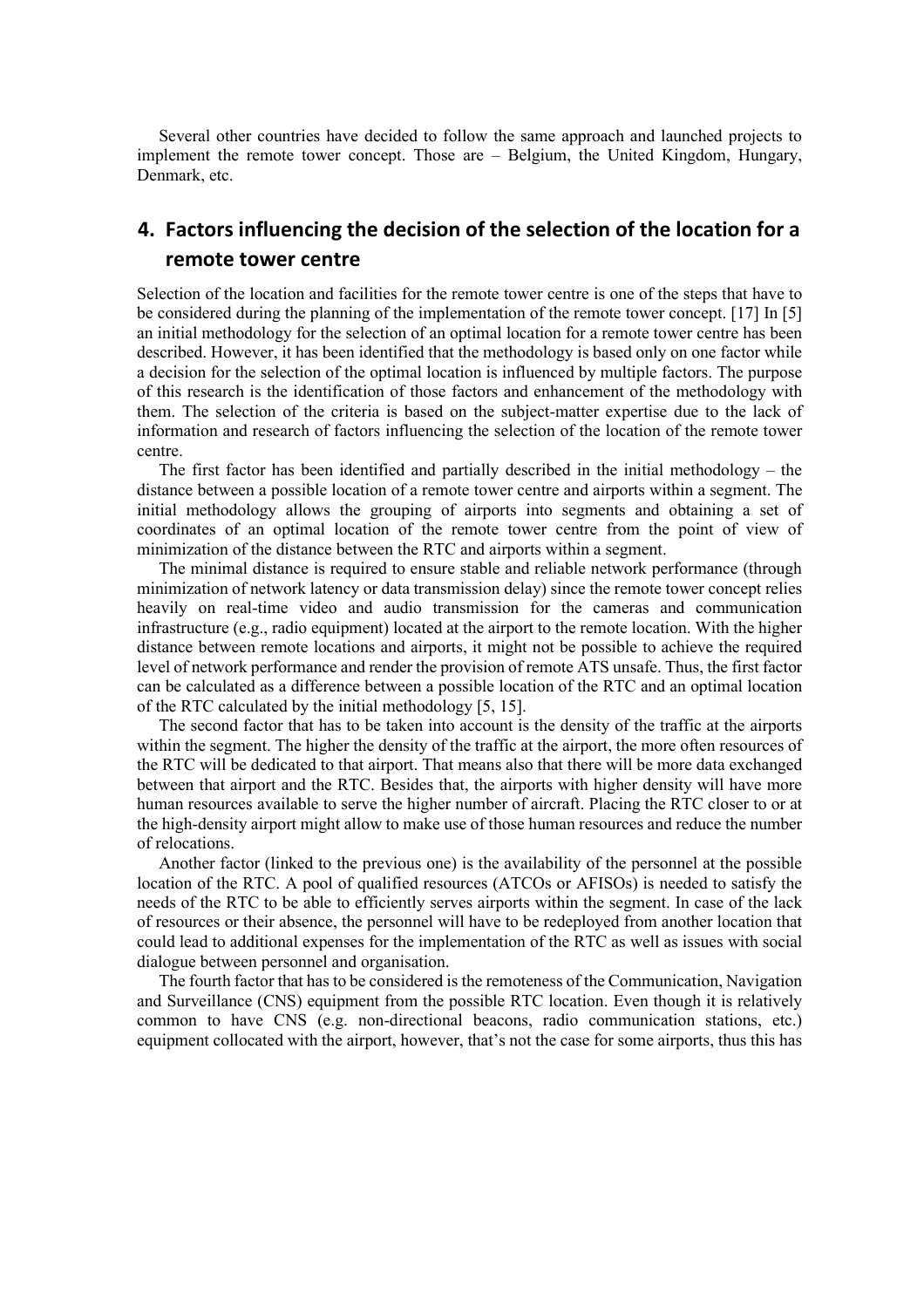Several other countries have decided to follow the same approach and launched projects to implement the remote tower concept. Those are – Belgium, the United Kingdom, Hungary, Denmark, etc.

## 4. Factors influencing the decision of the selection of the location for a remote tower centre

Selection of the location and facilities for the remote tower centre is one of the steps that have to be considered during the planning of the implementation of the remote tower concept. [17] In [5] an initial methodology for the selection of an optimal location for a remote tower centre has been described. However, it has been identified that the methodology is based only on one factor while a decision for the selection of the optimal location is influenced by multiple factors. The purpose of this research is the identification of those factors and enhancement of the methodology with them. The selection of the criteria is based on the subject-matter expertise due to the lack of information and research of factors influencing the selection of the location of the remote tower centre.

The first factor has been identified and partially described in the initial methodology – the distance between a possible location of a remote tower centre and airports within a segment. The initial methodology allows the grouping of airports into segments and obtaining a set of coordinates of an optimal location of the remote tower centre from the point of view of minimization of the distance between the RTC and airports within a segment.

The minimal distance is required to ensure stable and reliable network performance (through minimization of network latency or data transmission delay) since the remote tower concept relies heavily on real-time video and audio transmission for the cameras and communication infrastructure (e.g., radio equipment) located at the airport to the remote location. With the higher distance between remote locations and airports, it might not be possible to achieve the required level of network performance and render the provision of remote ATS unsafe. Thus, the first factor can be calculated as a difference between a possible location of the RTC and an optimal location of the RTC calculated by the initial methodology [5, 15].

The second factor that has to be taken into account is the density of the traffic at the airports within the segment. The higher the density of the traffic at the airport, the more often resources of the RTC will be dedicated to that airport. That means also that there will be more data exchanged between that airport and the RTC. Besides that, the airports with higher density will have more human resources available to serve the higher number of aircraft. Placing the RTC closer to or at the high-density airport might allow to make use of those human resources and reduce the number of relocations.

Another factor (linked to the previous one) is the availability of the personnel at the possible location of the RTC. A pool of qualified resources (ATCOs or AFISOs) is needed to satisfy the needs of the RTC to be able to efficiently serves airports within the segment. In case of the lack of resources or their absence, the personnel will have to be redeployed from another location that could lead to additional expenses for the implementation of the RTC as well as issues with social dialogue between personnel and organisation.

The fourth factor that has to be considered is the remoteness of the Communication, Navigation and Surveillance (CNS) equipment from the possible RTC location. Even though it is relatively common to have CNS (e.g. non-directional beacons, radio communication stations, etc.) equipment collocated with the airport, however, that's not the case for some airports, thus this has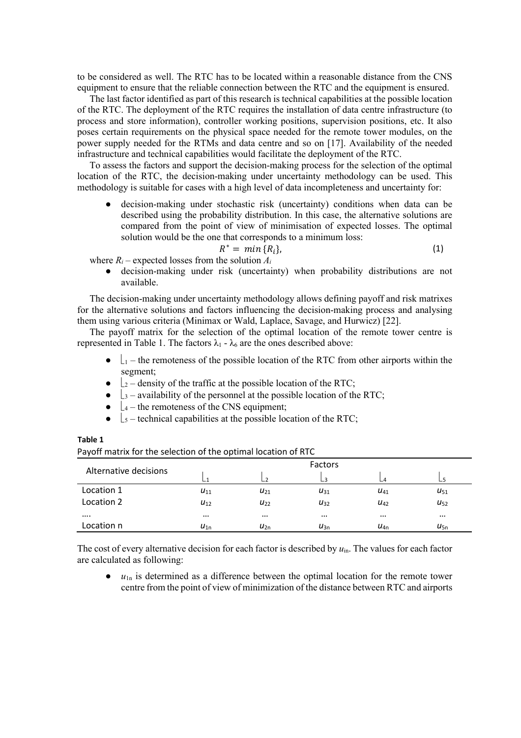to be considered as well. The RTC has to be located within a reasonable distance from the CNS equipment to ensure that the reliable connection between the RTC and the equipment is ensured.

The last factor identified as part of this research is technical capabilities at the possible location of the RTC. The deployment of the RTC requires the installation of data centre infrastructure (to process and store information), controller working positions, supervision positions, etc. It also poses certain requirements on the physical space needed for the remote tower modules, on the power supply needed for the RTMs and data centre and so on [17]. Availability of the needed infrastructure and technical capabilities would facilitate the deployment of the RTC.

To assess the factors and support the decision-making process for the selection of the optimal location of the RTC, the decision-making under uncertainty methodology can be used. This methodology is suitable for cases with a high level of data incompleteness and uncertainty for:

- decision-making under stochastic risk (uncertainty) conditions when data can be described using the probability distribution. In this case, the alternative solutions are compared from the point of view of minimisation of expected losses. The optimal solution would be the one that corresponds to a minimum loss:

$$R^* = min\{R_i\}, \tag{1}$$

where $R_i$ – expected losses from the solution $A_i$

- decision-making under risk (uncertainty) when probability distributions are not available.

The decision-making under uncertainty methodology allows defining payoff and risk matrixes for the alternative solutions and factors influencing the decision-making process and analysing them using various criteria (Minimax or Wald, Laplace, Savage, and Hurwicz) [22].

The payoff matrix for the selection of the optimal location of the remote tower centre is represented in Table 1. The factors $\lambda_1$ - $\lambda_6$ are the ones described above:

- $\lambda_1$ – the remoteness of the possible location of the RTC from other airports within the segment;
- $\lambda_2$ – density of the traffic at the possible location of the RTC;
- $\lambda_3$ – availability of the personnel at the possible location of the RTC;
- $\lambda_4$ – the remoteness of the CNS equipment;
- $\lambda_5$ – technical capabilities at the possible location of the RTC;

**Table 1**

Payoff matrix for the selection of the optimal location of RTC

| Alternative decisions | Factors | | | | |
|---|---|---|---|---|---|
| | $\lambda_1$ | $\lambda_2$ | $\lambda_3$ | $\lambda_4$ | $\lambda_5$ |
| Location 1 | $u_{11}$ | $u_{21}$ | $u_{31}$ | $u_{41}$ | $u_{51}$ |
| Location 2 | $u_{12}$ | $u_{22}$ | $u_{32}$ | $u_{42}$ | $u_{52}$ |
| …. | … | … | … | … | … |
| Location n | $u_{1n}$ | $u_{2n}$ | $u_{3n}$ | $u_{4n}$ | $u_{5n}$ |

The cost of every alternative decision for each factor is described by $u_{in}$. The values for each factor are calculated as following:

- $u_{1n}$ is determined as a difference between the optimal location for the remote tower centre from the point of view of minimization of the distance between RTC and airports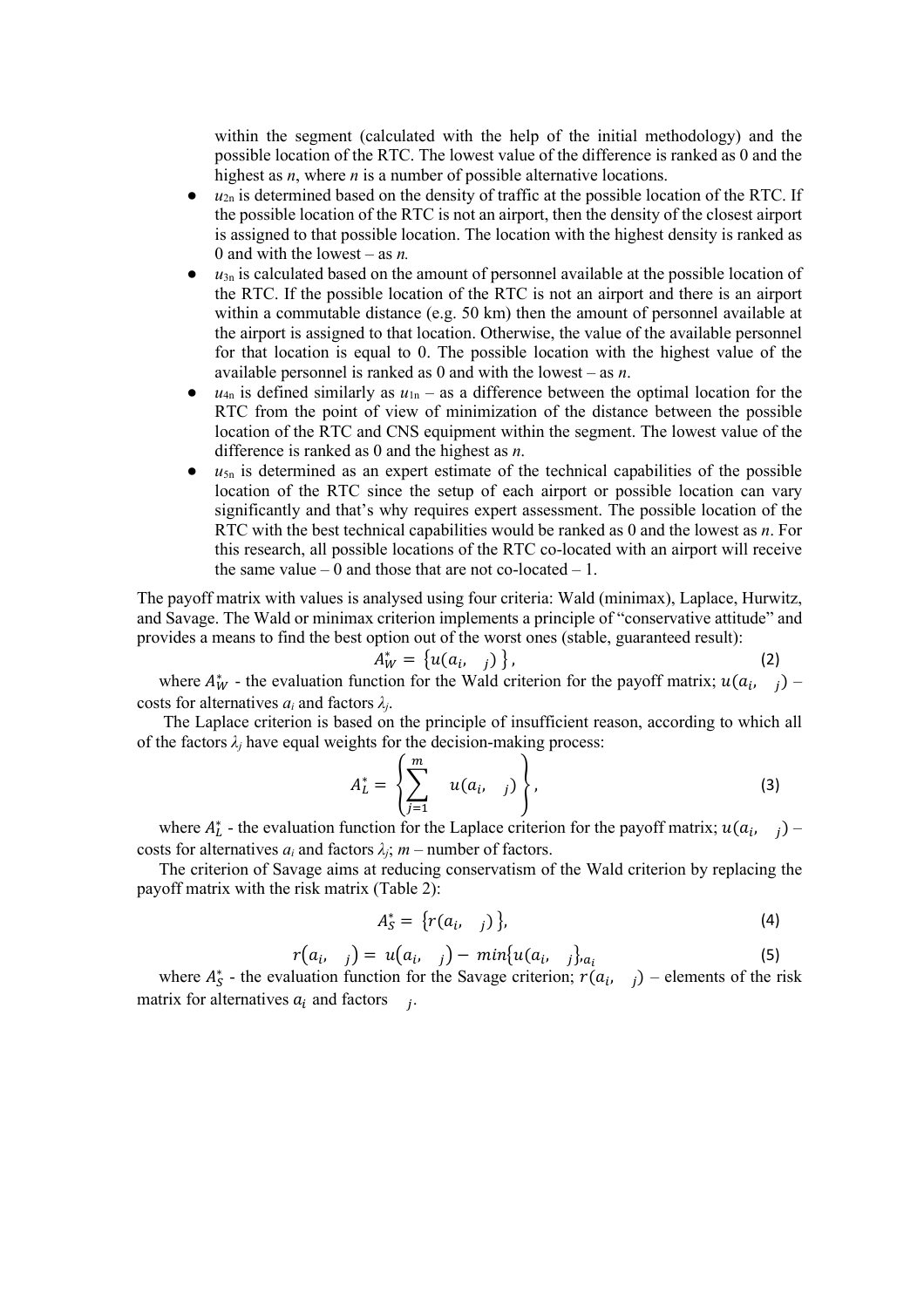within the segment (calculated with the help of the initial methodology) and the possible location of the RTC. The lowest value of the difference is ranked as 0 and the highest as *n*, where *n* is a number of possible alternative locations.

- $u_{2n}$ is determined based on the density of traffic at the possible location of the RTC. If the possible location of the RTC is not an airport, then the density of the closest airport is assigned to that possible location. The location with the highest density is ranked as 0 and with the lowest – as *n.*
- $u_{3n}$ is calculated based on the amount of personnel available at the possible location of the RTC. If the possible location of the RTC is not an airport and there is an airport within a commutable distance (e.g. 50 km) then the amount of personnel available at the airport is assigned to that location. Otherwise, the value of the available personnel for that location is equal to 0. The possible location with the highest value of the available personnel is ranked as 0 and with the lowest – as *n*.
- $u_{4n}$ is defined similarly as $u_{1n}$ – as a difference between the optimal location for the RTC from the point of view of minimization of the distance between the possible location of the RTC and CNS equipment within the segment. The lowest value of the difference is ranked as 0 and the highest as *n*.
- $u_{5n}$ is determined as an expert estimate of the technical capabilities of the possible location of the RTC since the setup of each airport or possible location can vary significantly and that's why requires expert assessment. The possible location of the RTC with the best technical capabilities would be ranked as 0 and the lowest as *n*. For this research, all possible locations of the RTC co-located with an airport will receive the same value – 0 and those that are not co-located – 1.

The payoff matrix with values is analysed using four criteria: Wald (minimax), Laplace, Hurwitz, and Savage. The Wald or minimax criterion implements a principle of "conservative attitude" and provides a means to find the best option out of the worst ones (stable, guaranteed result):

$$A_W^* = \{u(a_i, \quad_j)\}, \tag{2}$$

where $A_W^*$ - the evaluation function for the Wald criterion for the payoff matrix; $u(a_i, \quad_j)$ – costs for alternatives $a_i$ and factors $\lambda_j$.

The Laplace criterion is based on the principle of insufficient reason, according to which all of the factors $\lambda_j$ have equal weights for the decision-making process:

$$A_L^* = \left\{ \sum_{j=1}^{m} \quad u(a_i, \quad_j) \right\}, \tag{3}$$

where $A_L^*$ - the evaluation function for the Laplace criterion for the payoff matrix; $u(a_i, \quad_j)$ – costs for alternatives $a_i$ and factors $\lambda_j$; $m$ – number of factors.

The criterion of Savage aims at reducing conservatism of the Wald criterion by replacing the payoff matrix with the risk matrix (Table 2):

$$A_S^* = \{r(a_i, \quad_j)\}, \tag{4}$$

$$r(a_i, \quad_j) = u(a_i, \quad_j) - min\{u(a_i, \quad_j\}_{a_i} \tag{5}$$

where $A_S^*$ - the evaluation function for the Savage criterion; $r(a_i, \quad_j)$ – elements of the risk matrix for alternatives $a_i$ and factors $\quad_j$.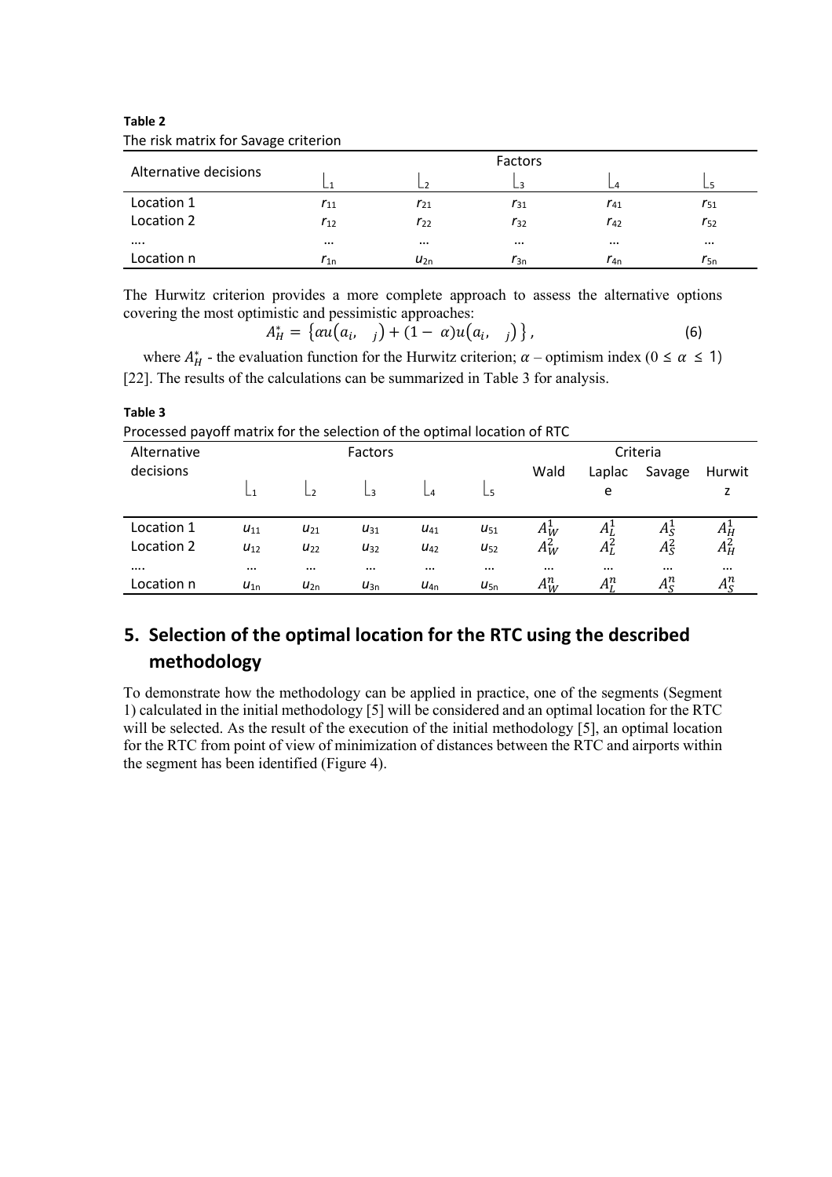**Table 2**

The risk matrix for Savage criterion

| Alternative decisions | Factors | | | | |
|---|---|---|---|---|---|
| | $\lfloor_1$ | $\lfloor_2$ | $\lfloor_3$ | $\lfloor_4$ | $\lfloor_5$ |
| Location 1 | $r_{11}$ | $r_{21}$ | $r_{31}$ | $r_{41}$ | $r_{51}$ |
| Location 2 | $r_{12}$ | $r_{22}$ | $r_{32}$ | $r_{42}$ | $r_{52}$ |
| …. | … | … | … | … | … |
| Location n | $r_{1n}$ | $u_{2n}$ | $r_{3n}$ | $r_{4n}$ | $r_{5n}$ |

The Hurwitz criterion provides a more complete approach to assess the alternative options covering the most optimistic and pessimistic approaches:

$$A_H^* = \{\alpha u(a_i, \ _j) + (1 - \alpha)u(a_i, \ _j)\}, \tag{6}$$

where $A_H^*$ - the evaluation function for the Hurwitz criterion; $\alpha$ – optimism index ($0 \leq \alpha \leq 1$) [22]. The results of the calculations can be summarized in Table 3 for analysis.

**Table 3**

Processed payoff matrix for the selection of the optimal location of RTC

| Alternative decisions | Factors | | | | | Criteria | | | |
|---|---|---|---|---|---|---|---|---|---|
| | $\lfloor_1$ | $\lfloor_2$ | $\lfloor_3$ | $\lfloor_4$ | $\lfloor_5$ | Wald | Laplace | Savage | Hurwitz |
| Location 1 | $u_{11}$ | $u_{21}$ | $u_{31}$ | $u_{41}$ | $u_{51}$ | $A_W^1$ | $A_L^1$ | $A_S^1$ | $A_H^1$ |
| Location 2 | $u_{12}$ | $u_{22}$ | $u_{32}$ | $u_{42}$ | $u_{52}$ | $A_W^2$ | $A_L^2$ | $A_S^2$ | $A_H^2$ |
| …. | … | … | … | … | … | … | … | … | … |
| Location n | $u_{1n}$ | $u_{2n}$ | $u_{3n}$ | $u_{4n}$ | $u_{5n}$ | $A_W^n$ | $A_L^n$ | $A_S^n$ | $A_S^n$ |

## 5. Selection of the optimal location for the RTC using the described methodology

To demonstrate how the methodology can be applied in practice, one of the segments (Segment 1) calculated in the initial methodology [5] will be considered and an optimal location for the RTC will be selected. As the result of the execution of the initial methodology [5], an optimal location for the RTC from point of view of minimization of distances between the RTC and airports within the segment has been identified (Figure 4).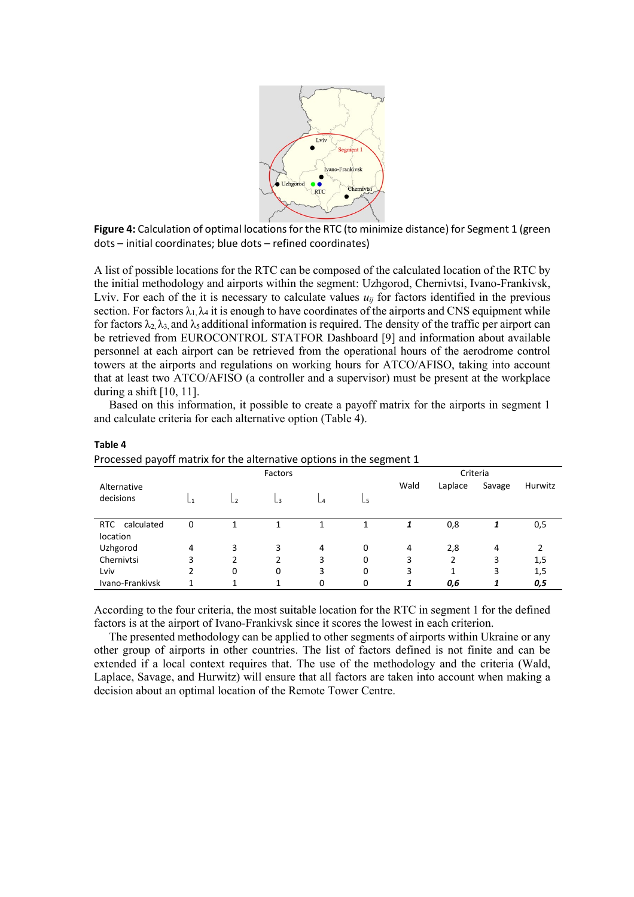**Figure 4:** Calculation of optimal locations for the RTC (to minimize distance) for Segment 1 (green dots – initial coordinates; blue dots – refined coordinates)

A list of possible locations for the RTC can be composed of the calculated location of the RTC by the initial methodology and airports within the segment: Uzhgorod, Chernivtsi, Ivano-Frankivsk, Lviv. For each of the it is necessary to calculate values $u_{ij}$ for factors identified in the previous section. For factors $\lambda_1, \lambda_4$ it is enough to have coordinates of the airports and CNS equipment while for factors $\lambda_2, \lambda_3$, and $\lambda_5$ additional information is required. The density of the traffic per airport can be retrieved from EUROCONTROL STATFOR Dashboard [9] and information about available personnel at each airport can be retrieved from the operational hours of the aerodrome control towers at the airports and regulations on working hours for ATCO/AFISO, taking into account that at least two ATCO/AFISO (a controller and a supervisor) must be present at the workplace during a shift [10, 11].

Based on this information, it possible to create a payoff matrix for the airports in segment 1 and calculate criteria for each alternative option (Table 4).

**Table 4**

Processed payoff matrix for the alternative options in the segment 1

| Alternative decisions | Factors | | | | | Criteria | | | |
|---|---|---|---|---|---|---|---|---|---|
| | $\lambda_1$ | $\lambda_2$ | $\lambda_3$ | $\lambda_4$ | $\lambda_5$ | Wald | Laplace | Savage | Hurwitz |
| RTC calculated location | 0 | 1 | 1 | 1 | 1 | ***1*** | 0,8 | ***1*** | 0,5 |
| Uzhgorod | 4 | 3 | 3 | 4 | 0 | 4 | 2,8 | 4 | 2 |
| Chernivtsi | 3 | 2 | 2 | 3 | 0 | 3 | 2 | 3 | 1,5 |
| Lviv | 2 | 0 | 0 | 3 | 0 | 3 | 1 | 3 | 1,5 |
| Ivano-Frankivsk | 1 | 1 | 1 | 0 | 0 | ***1*** | ***0,6*** | ***1*** | ***0,5*** |

According to the four criteria, the most suitable location for the RTC in segment 1 for the defined factors is at the airport of Ivano-Frankivsk since it scores the lowest in each criterion.

The presented methodology can be applied to other segments of airports within Ukraine or any other group of airports in other countries. The list of factors defined is not finite and can be extended if a local context requires that. The use of the methodology and the criteria (Wald, Laplace, Savage, and Hurwitz) will ensure that all factors are taken into account when making a decision about an optimal location of the Remote Tower Centre.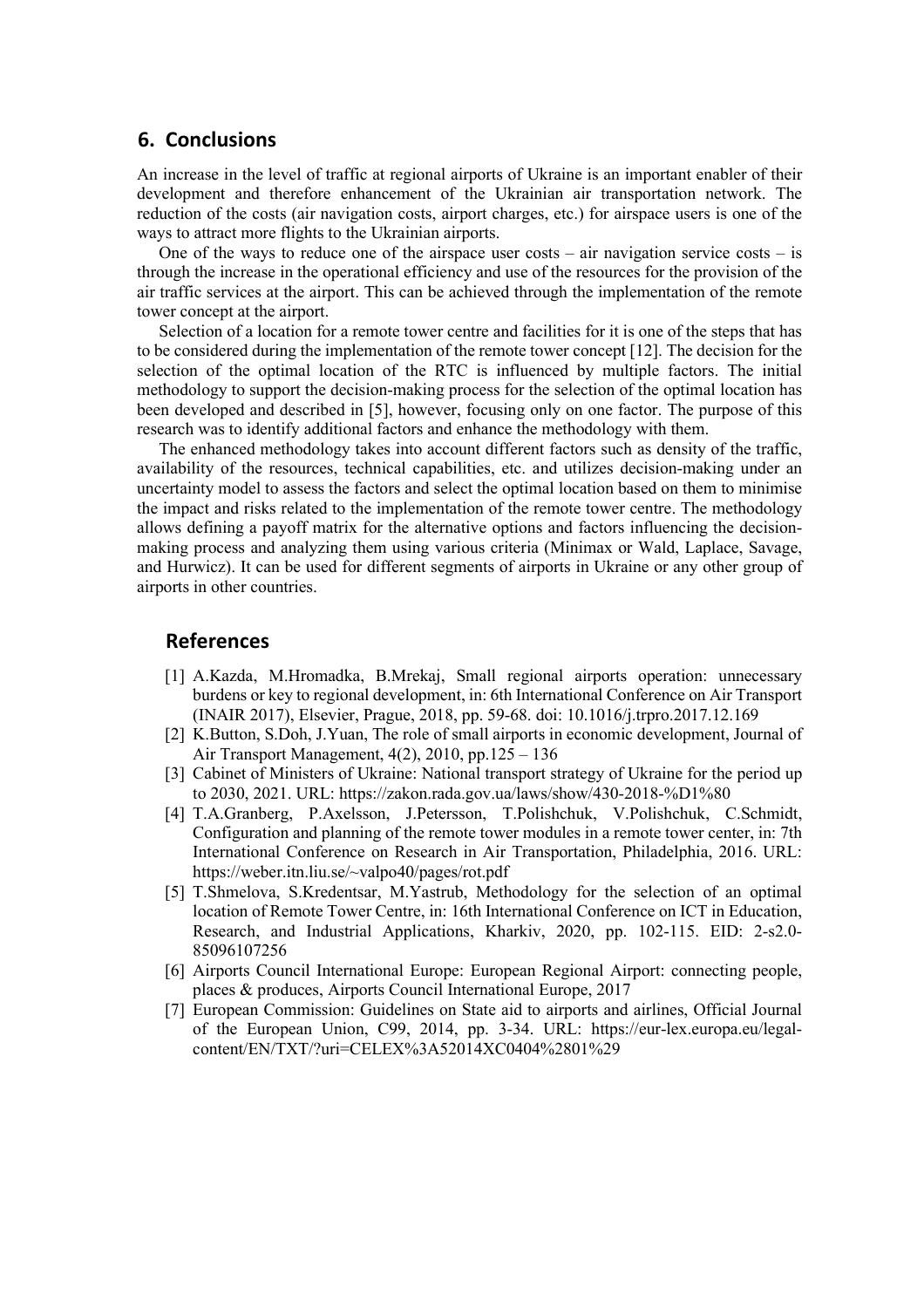## 6. Conclusions

An increase in the level of traffic at regional airports of Ukraine is an important enabler of their development and therefore enhancement of the Ukrainian air transportation network. The reduction of the costs (air navigation costs, airport charges, etc.) for airspace users is one of the ways to attract more flights to the Ukrainian airports.

One of the ways to reduce one of the airspace user costs – air navigation service costs – is through the increase in the operational efficiency and use of the resources for the provision of the air traffic services at the airport. This can be achieved through the implementation of the remote tower concept at the airport.

Selection of a location for a remote tower centre and facilities for it is one of the steps that has to be considered during the implementation of the remote tower concept [12]. The decision for the selection of the optimal location of the RTC is influenced by multiple factors. The initial methodology to support the decision-making process for the selection of the optimal location has been developed and described in [5], however, focusing only on one factor. The purpose of this research was to identify additional factors and enhance the methodology with them.

The enhanced methodology takes into account different factors such as density of the traffic, availability of the resources, technical capabilities, etc. and utilizes decision-making under an uncertainty model to assess the factors and select the optimal location based on them to minimise the impact and risks related to the implementation of the remote tower centre. The methodology allows defining a payoff matrix for the alternative options and factors influencing the decision-making process and analyzing them using various criteria (Minimax or Wald, Laplace, Savage, and Hurwicz). It can be used for different segments of airports in Ukraine or any other group of airports in other countries.

## References

[1] A.Kazda, M.Hromadka, B.Mrekaj, Small regional airports operation: unnecessary burdens or key to regional development, in: 6th International Conference on Air Transport (INAIR 2017), Elsevier, Prague, 2018, pp. 59-68. doi: 10.1016/j.trpro.2017.12.169

[2] K.Button, S.Doh, J.Yuan, The role of small airports in economic development, Journal of Air Transport Management, 4(2), 2010, pp.125 – 136

[3] Cabinet of Ministers of Ukraine: National transport strategy of Ukraine for the period up to 2030, 2021. URL: https://zakon.rada.gov.ua/laws/show/430-2018-%D1%80

[4] T.A.Granberg, P.Axelsson, J.Petersson, T.Polishchuk, V.Polishchuk, C.Schmidt, Configuration and planning of the remote tower modules in a remote tower center, in: 7th International Conference on Research in Air Transportation, Philadelphia, 2016. URL: https://weber.itn.liu.se/~valpo40/pages/rot.pdf

[5] T.Shmelova, S.Kredentsar, M.Yastrub, Methodology for the selection of an optimal location of Remote Tower Centre, in: 16th International Conference on ICT in Education, Research, and Industrial Applications, Kharkiv, 2020, pp. 102-115. EID: 2-s2.0-85096107256

[6] Airports Council International Europe: European Regional Airport: connecting people, places & produces, Airports Council International Europe, 2017

[7] European Commission: Guidelines on State aid to airports and airlines, Official Journal of the European Union, C99, 2014, pp. 3-34. URL: https://eur-lex.europa.eu/legal-content/EN/TXT/?uri=CELEX%3A52014XC0404%2801%29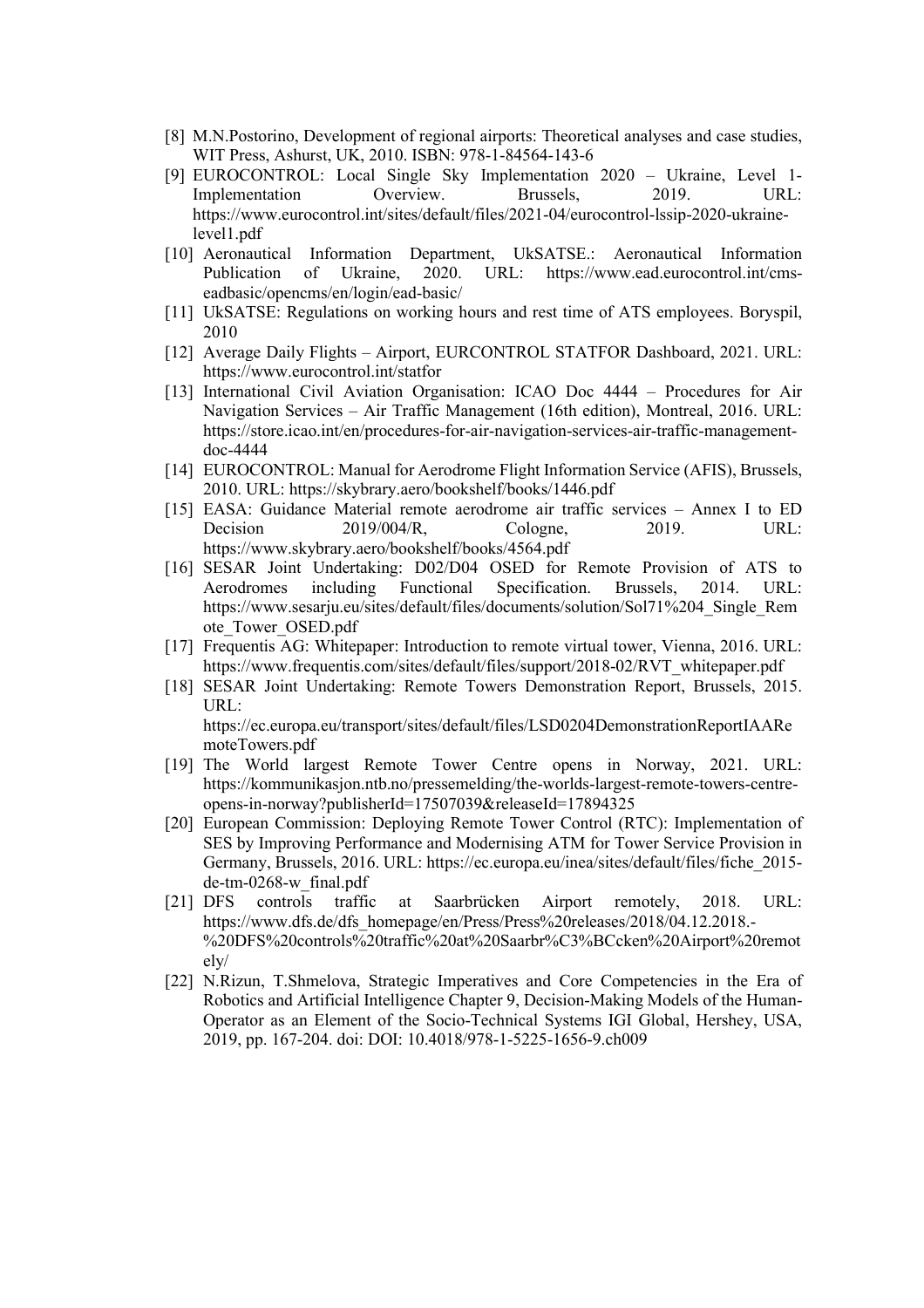[8] M.N.Postorino, Development of regional airports: Theoretical analyses and case studies, WIT Press, Ashurst, UK, 2010. ISBN: 978-1-84564-143-6

[9] EUROCONTROL: Local Single Sky Implementation 2020 – Ukraine, Level 1- Implementation Overview. Brussels, 2019. URL: https://www.eurocontrol.int/sites/default/files/2021-04/eurocontrol-lssip-2020-ukraine-level1.pdf

[10] Aeronautical Information Department, UkSATSE.: Aeronautical Information Publication of Ukraine, 2020. URL: https://www.ead.eurocontrol.int/cms-eadbasic/opencms/en/login/ead-basic/

[11] UkSATSE: Regulations on working hours and rest time of ATS employees. Boryspil, 2010

[12] Average Daily Flights – Airport, EURCONTROL STATFOR Dashboard, 2021. URL: https://www.eurocontrol.int/statfor

[13] International Civil Aviation Organisation: ICAO Doc 4444 – Procedures for Air Navigation Services – Air Traffic Management (16th edition), Montreal, 2016. URL: https://store.icao.int/en/procedures-for-air-navigation-services-air-traffic-management-doc-4444

[14] EUROCONTROL: Manual for Aerodrome Flight Information Service (AFIS), Brussels, 2010. URL: https://skybrary.aero/bookshelf/books/1446.pdf

[15] EASA: Guidance Material remote aerodrome air traffic services – Annex I to ED Decision 2019/004/R, Cologne, 2019. URL: https://www.skybrary.aero/bookshelf/books/4564.pdf

[16] SESAR Joint Undertaking: D02/D04 OSED for Remote Provision of ATS to Aerodromes including Functional Specification. Brussels, 2014. URL: https://www.sesarju.eu/sites/default/files/documents/solution/Sol71%204_Single_Remote_Tower_OSED.pdf

[17] Frequentis AG: Whitepaper: Introduction to remote virtual tower, Vienna, 2016. URL: https://www.frequentis.com/sites/default/files/support/2018-02/RVT_whitepaper.pdf

[18] SESAR Joint Undertaking: Remote Towers Demonstration Report, Brussels, 2015. URL: https://ec.europa.eu/transport/sites/default/files/LSD0204DemonstrationReportIAARemoteTowers.pdf

[19] The World largest Remote Tower Centre opens in Norway, 2021. URL: https://kommunikasjon.ntb.no/pressemelding/the-worlds-largest-remote-towers-centre-opens-in-norway?publisherId=17507039&releaseId=17894325

[20] European Commission: Deploying Remote Tower Control (RTC): Implementation of SES by Improving Performance and Modernising ATM for Tower Service Provision in Germany, Brussels, 2016. URL: https://ec.europa.eu/inea/sites/default/files/fiche_2015-de-tm-0268-w_final.pdf

[21] DFS controls traffic at Saarbrücken Airport remotely, 2018. URL: https://www.dfs.de/dfs_homepage/en/Press/Press%20releases/2018/04.12.2018.-%20DFS%20controls%20traffic%20at%20Saarbr%C3%BCcken%20Airport%20remotely/

[22] N.Rizun, T.Shmelova, Strategic Imperatives and Core Competencies in the Era of Robotics and Artificial Intelligence Chapter 9, Decision-Making Models of the Human-Operator as an Element of the Socio-Technical Systems IGI Global, Hershey, USA, 2019, pp. 167-204. doi: DOI: 10.4018/978-1-5225-1656-9.ch009